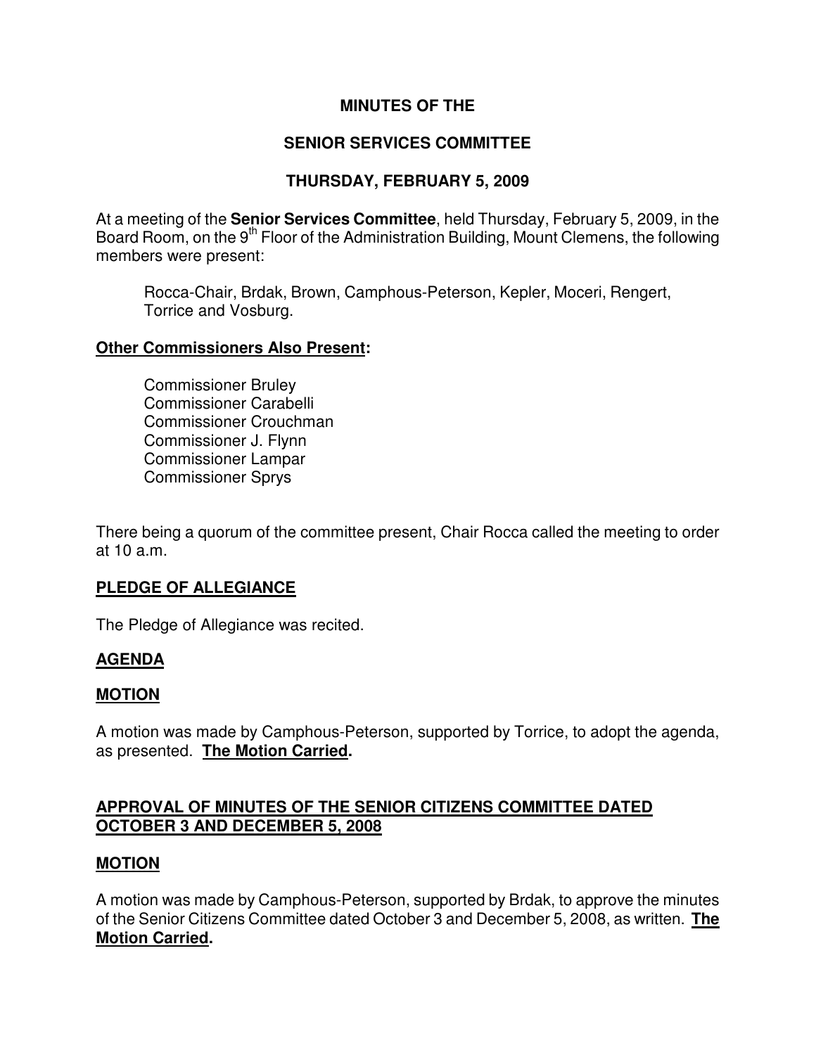# MINUTES OF THE

# SENIOR SERVICES COMMITTEE

# THURSDAY, FEBRUARY 5, 2009

At a meeting of the **Senior Services Committee**, held Thursday, February 5, 2009, in the Board Room, on the 9th Floor of the Administration Building, Mount Clemens, the following members were present:

Rocca-Chair, Brdak, Brown, Camphous-Peterson, Kepler, Moceri, Rengert, Torrice and Vosburg.

**Other Commissioners Also Present:**

Commissioner Bruley
Commissioner Carabelli
Commissioner Crouchman
Commissioner J. Flynn
Commissioner Lampar
Commissioner Sprys

There being a quorum of the committee present, Chair Rocca called the meeting to order at 10 a.m.

**PLEDGE OF ALLEGIANCE**

The Pledge of Allegiance was recited.

**AGENDA**

**MOTION**

A motion was made by Camphous-Peterson, supported by Torrice, to adopt the agenda, as presented. **The Motion Carried.**

**APPROVAL OF MINUTES OF THE SENIOR CITIZENS COMMITTEE DATED OCTOBER 3 AND DECEMBER 5, 2008**

**MOTION**

A motion was made by Camphous-Peterson, supported by Brdak, to approve the minutes of the Senior Citizens Committee dated October 3 and December 5, 2008, as written. **The Motion Carried.**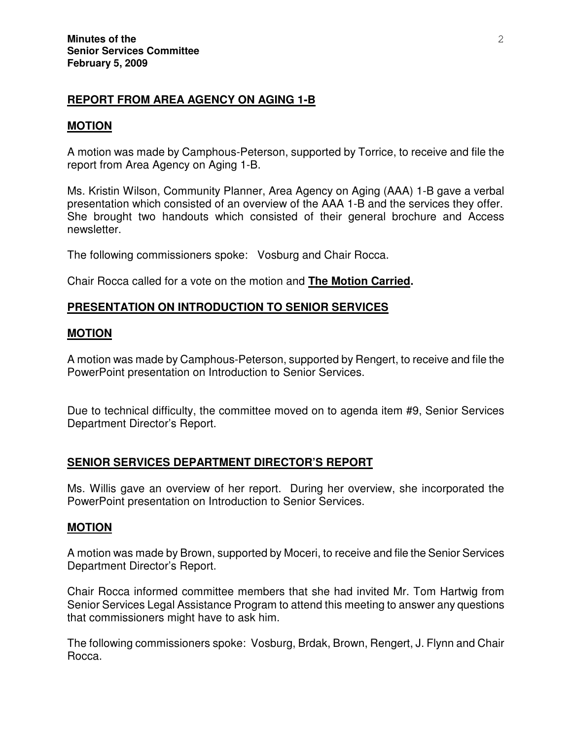## **REPORT FROM AREA AGENCY ON AGING 1-B**

### **MOTION**

A motion was made by Camphous-Peterson, supported by Torrice, to receive and file the report from Area Agency on Aging 1-B.

Ms. Kristin Wilson, Community Planner, Area Agency on Aging (AAA) 1-B gave a verbal presentation which consisted of an overview of the AAA 1-B and the services they offer. She brought two handouts which consisted of their general brochure and Access newsletter.

The following commissioners spoke: Vosburg and Chair Rocca.

Chair Rocca called for a vote on the motion and **The Motion Carried.**

## **PRESENTATION ON INTRODUCTION TO SENIOR SERVICES**

### **MOTION**

A motion was made by Camphous-Peterson, supported by Rengert, to receive and file the PowerPoint presentation on Introduction to Senior Services.

Due to technical difficulty, the committee moved on to agenda item #9, Senior Services Department Director's Report.

## **SENIOR SERVICES DEPARTMENT DIRECTOR'S REPORT**

Ms. Willis gave an overview of her report. During her overview, she incorporated the PowerPoint presentation on Introduction to Senior Services.

### **MOTION**

A motion was made by Brown, supported by Moceri, to receive and file the Senior Services Department Director's Report.

Chair Rocca informed committee members that she had invited Mr. Tom Hartwig from Senior Services Legal Assistance Program to attend this meeting to answer any questions that commissioners might have to ask him.

The following commissioners spoke: Vosburg, Brdak, Brown, Rengert, J. Flynn and Chair Rocca.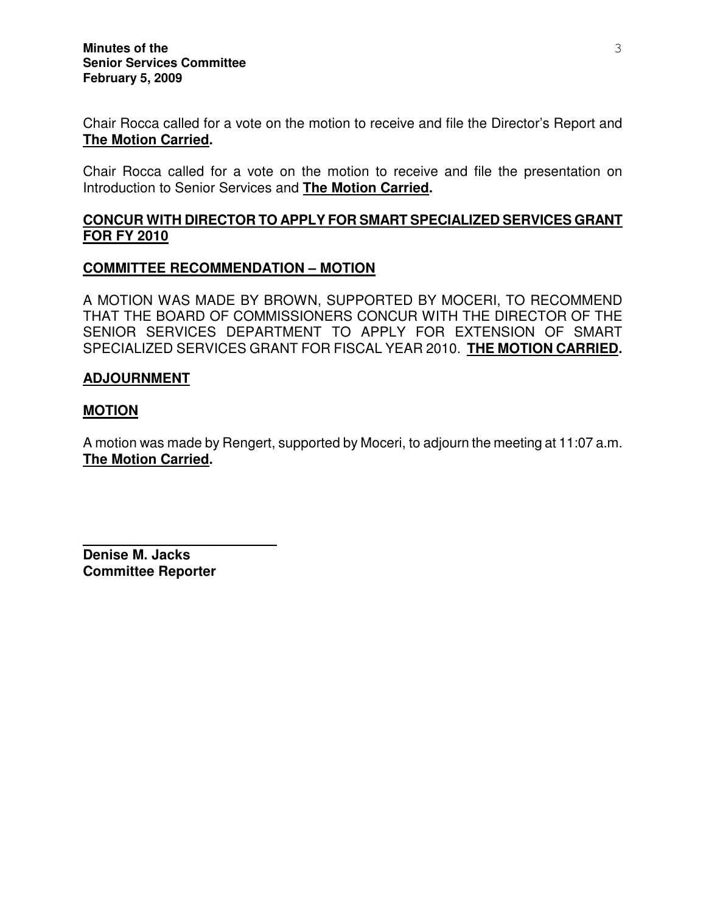Chair Rocca called for a vote on the motion to receive and file the Director's Report and **The Motion Carried.**

Chair Rocca called for a vote on the motion to receive and file the presentation on Introduction to Senior Services and **The Motion Carried.**

**CONCUR WITH DIRECTOR TO APPLY FOR SMART SPECIALIZED SERVICES GRANT FOR FY 2010**

**COMMITTEE RECOMMENDATION – MOTION**

A MOTION WAS MADE BY BROWN, SUPPORTED BY MOCERI, TO RECOMMEND THAT THE BOARD OF COMMISSIONERS CONCUR WITH THE DIRECTOR OF THE SENIOR SERVICES DEPARTMENT TO APPLY FOR EXTENSION OF SMART SPECIALIZED SERVICES GRANT FOR FISCAL YEAR 2010. **THE MOTION CARRIED.**

**ADJOURNMENT**

**MOTION**

A motion was made by Rengert, supported by Moceri, to adjourn the meeting at 11:07 a.m. **The Motion Carried.**

\_\_\_\_\_\_\_\_\_\_\_\_\_\_\_\_\_\_\_\_\_\_\_\_\_

**Denise M. Jacks**
**Committee Reporter**